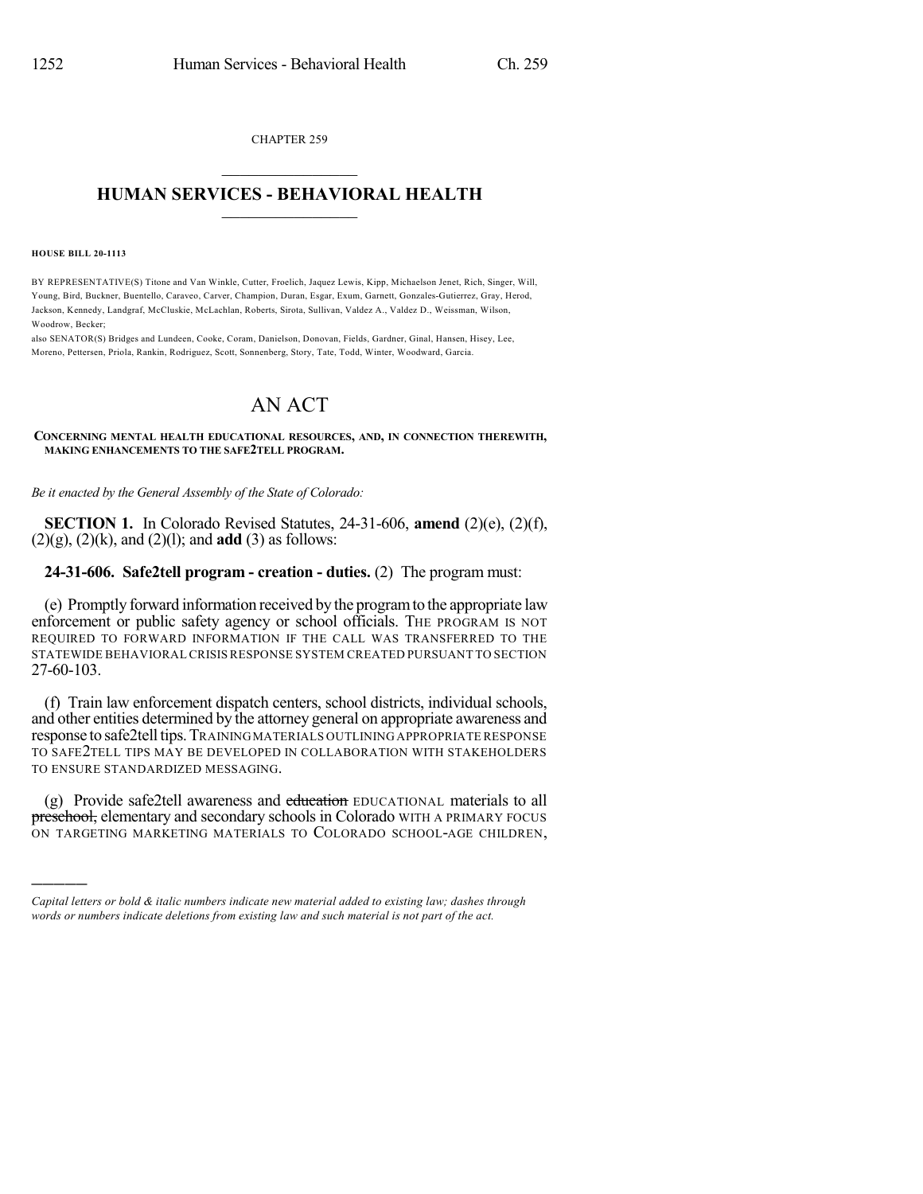CHAPTER 259

# HUMAN SERVICES - BEHAVIORAL HEALTH

**HOUSE BILL 20-1113**

BY REPRESENTATIVE(S) Titone and Van Winkle, Cutter, Froelich, Jaquez Lewis, Kipp, Michaelson Jenet, Rich, Singer, Will, Young, Bird, Buckner, Buentello, Caraveo, Carver, Champion, Duran, Esgar, Exum, Garnett, Gonzales-Gutierrez, Gray, Herod, Jackson, Kennedy, Landgraf, McCluskie, McLachlan, Roberts, Sirota, Sullivan, Valdez A., Valdez D., Weissman, Wilson, Woodrow, Becker;

also SENATOR(S) Bridges and Lundeen, Cooke, Coram, Danielson, Donovan, Fields, Gardner, Ginal, Hansen, Hisey, Lee, Moreno, Pettersen, Priola, Rankin, Rodriguez, Scott, Sonnenberg, Story, Tate, Todd, Winter, Woodward, Garcia.

# AN ACT

**CONCERNING MENTAL HEALTH EDUCATIONAL RESOURCES, AND, IN CONNECTION THEREWITH, MAKING ENHANCEMENTS TO THE SAFE2TELL PROGRAM.**

*Be it enacted by the General Assembly of the State of Colorado:*

**SECTION 1.** In Colorado Revised Statutes, 24-31-606, **amend** (2)(e), (2)(f), (2)(g), (2)(k), and (2)(l); and **add** (3) as follows:

**24-31-606. Safe2tell program - creation - duties.** (2) The program must:

(e) Promptly forward information received by the program to the appropriate law enforcement or public safety agency or school officials. THE PROGRAM IS NOT REQUIRED TO FORWARD INFORMATION IF THE CALL WAS TRANSFERRED TO THE STATEWIDE BEHAVIORAL CRISIS RESPONSE SYSTEM CREATED PURSUANT TO SECTION 27-60-103.

(f) Train law enforcement dispatch centers, school districts, individual schools, and other entities determined by the attorney general on appropriate awareness and response to safe2tell tips. TRAINING MATERIALS OUTLINING APPROPRIATE RESPONSE TO SAFE2TELL TIPS MAY BE DEVELOPED IN COLLABORATION WITH STAKEHOLDERS TO ENSURE STANDARDIZED MESSAGING.

(g) Provide safe2tell awareness and ~~education~~ EDUCATIONAL materials to all ~~preschool,~~ elementary and secondary schools in Colorado WITH A PRIMARY FOCUS ON TARGETING MARKETING MATERIALS TO COLORADO SCHOOL-AGE CHILDREN,

---

*Capital letters or bold & italic numbers indicate new material added to existing law; dashes through words or numbers indicate deletions from existing law and such material is not part of the act.*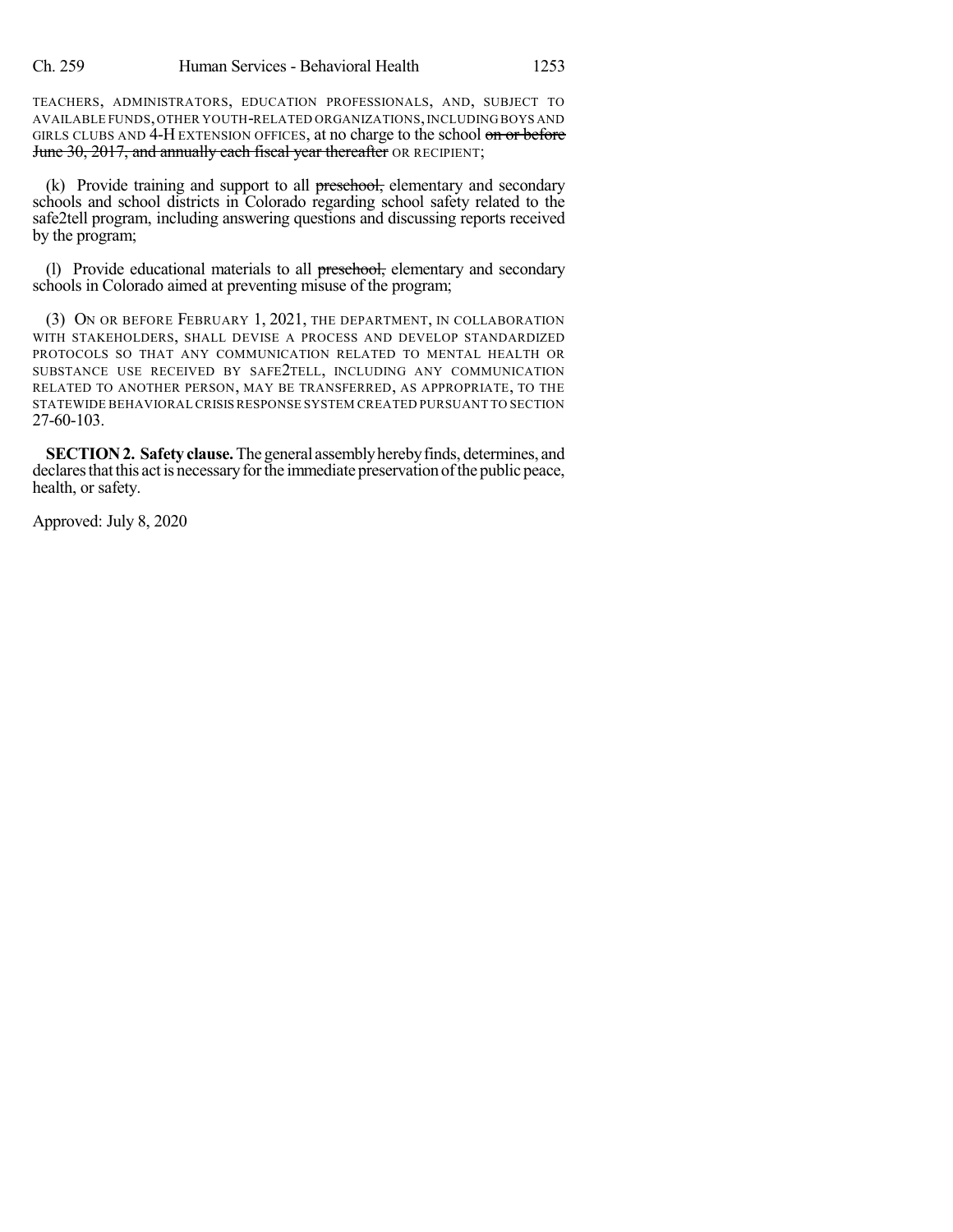TEACHERS, ADMINISTRATORS, EDUCATION PROFESSIONALS, AND, SUBJECT TO AVAILABLE FUNDS, OTHER YOUTH-RELATED ORGANIZATIONS, INCLUDING BOYS AND GIRLS CLUBS AND 4-H EXTENSION OFFICES, at no charge to the school ~~on or before June 30, 2017, and annually each fiscal year thereafter~~ OR RECIPIENT;

(k) Provide training and support to all ~~preschool,~~ elementary and secondary schools and school districts in Colorado regarding school safety related to the safe2tell program, including answering questions and discussing reports received by the program;

(l) Provide educational materials to all ~~preschool,~~ elementary and secondary schools in Colorado aimed at preventing misuse of the program;

(3) ON OR BEFORE FEBRUARY 1, 2021, THE DEPARTMENT, IN COLLABORATION WITH STAKEHOLDERS, SHALL DEVISE A PROCESS AND DEVELOP STANDARDIZED PROTOCOLS SO THAT ANY COMMUNICATION RELATED TO MENTAL HEALTH OR SUBSTANCE USE RECEIVED BY SAFE2TELL, INCLUDING ANY COMMUNICATION RELATED TO ANOTHER PERSON, MAY BE TRANSFERRED, AS APPROPRIATE, TO THE STATEWIDE BEHAVIORAL CRISIS RESPONSE SYSTEM CREATED PURSUANT TO SECTION 27-60-103.

**SECTION 2. Safety clause.** The general assembly hereby finds, determines, and declares that this act is necessary for the immediate preservation of the public peace, health, or safety.

Approved: July 8, 2020